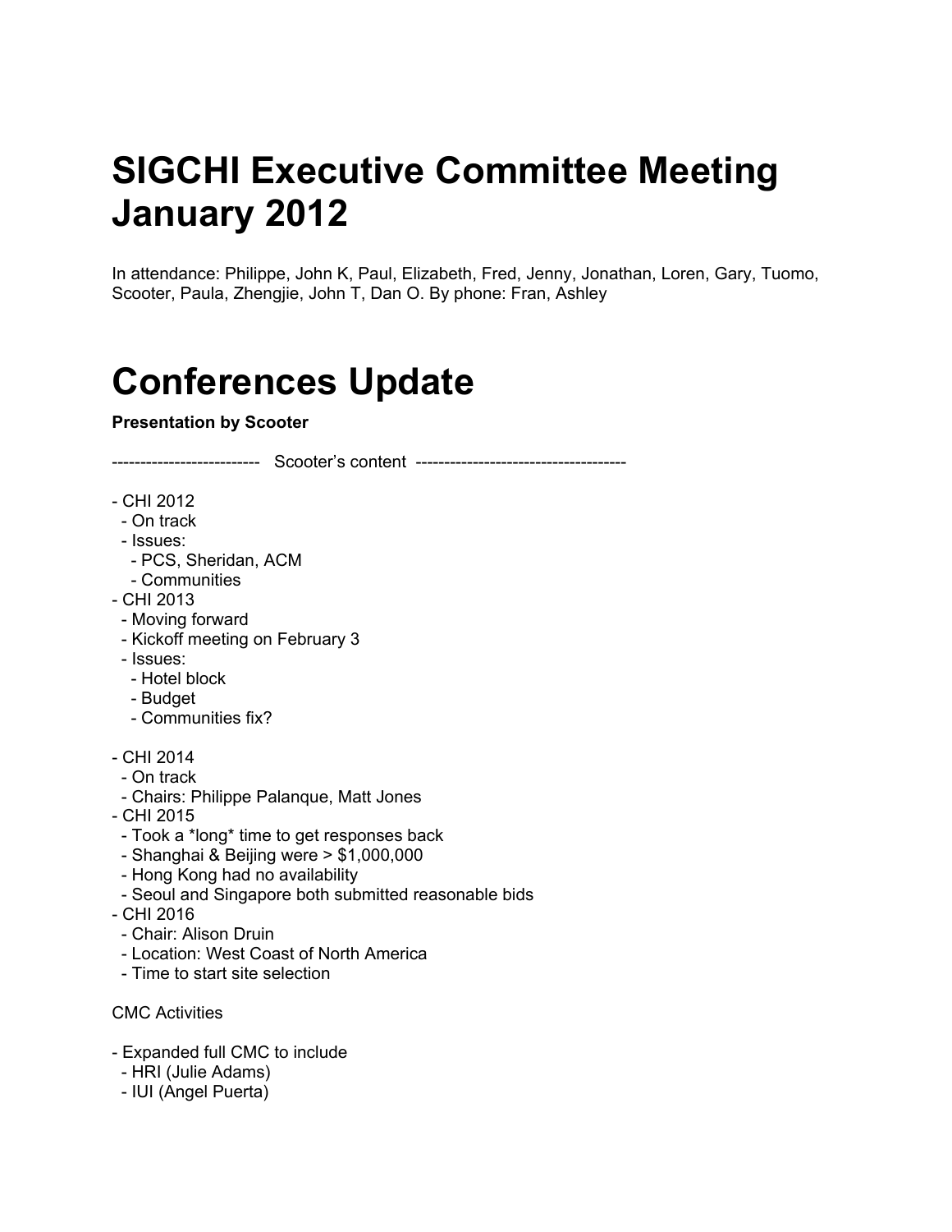# SIGCHI Executive Committee Meeting January 2012

In attendance: Philippe, John K, Paul, Elizabeth, Fred, Jenny, Jonathan, Loren, Gary, Tuomo, Scooter, Paula, Zhengjie, John T, Dan O. By phone: Fran, Ashley

# Conferences Update

**Presentation by Scooter**

-------------------------- Scooter's content -------------------------------------

- CHI 2012
  - On track
  - Issues:
    - PCS, Sheridan, ACM
    - Communities
- CHI 2013
  - Moving forward
  - Kickoff meeting on February 3
  - Issues:
    - Hotel block
    - Budget
    - Communities fix?

- CHI 2014
  - On track
  - Chairs: Philippe Palanque, Matt Jones
- CHI 2015
  - Took a *long* time to get responses back
  - Shanghai & Beijing were > $1,000,000
  - Hong Kong had no availability
  - Seoul and Singapore both submitted reasonable bids
- CHI 2016
  - Chair: Alison Druin
  - Location: West Coast of North America
  - Time to start site selection

CMC Activities

- Expanded full CMC to include
  - HRI (Julie Adams)
  - IUI (Angel Puerta)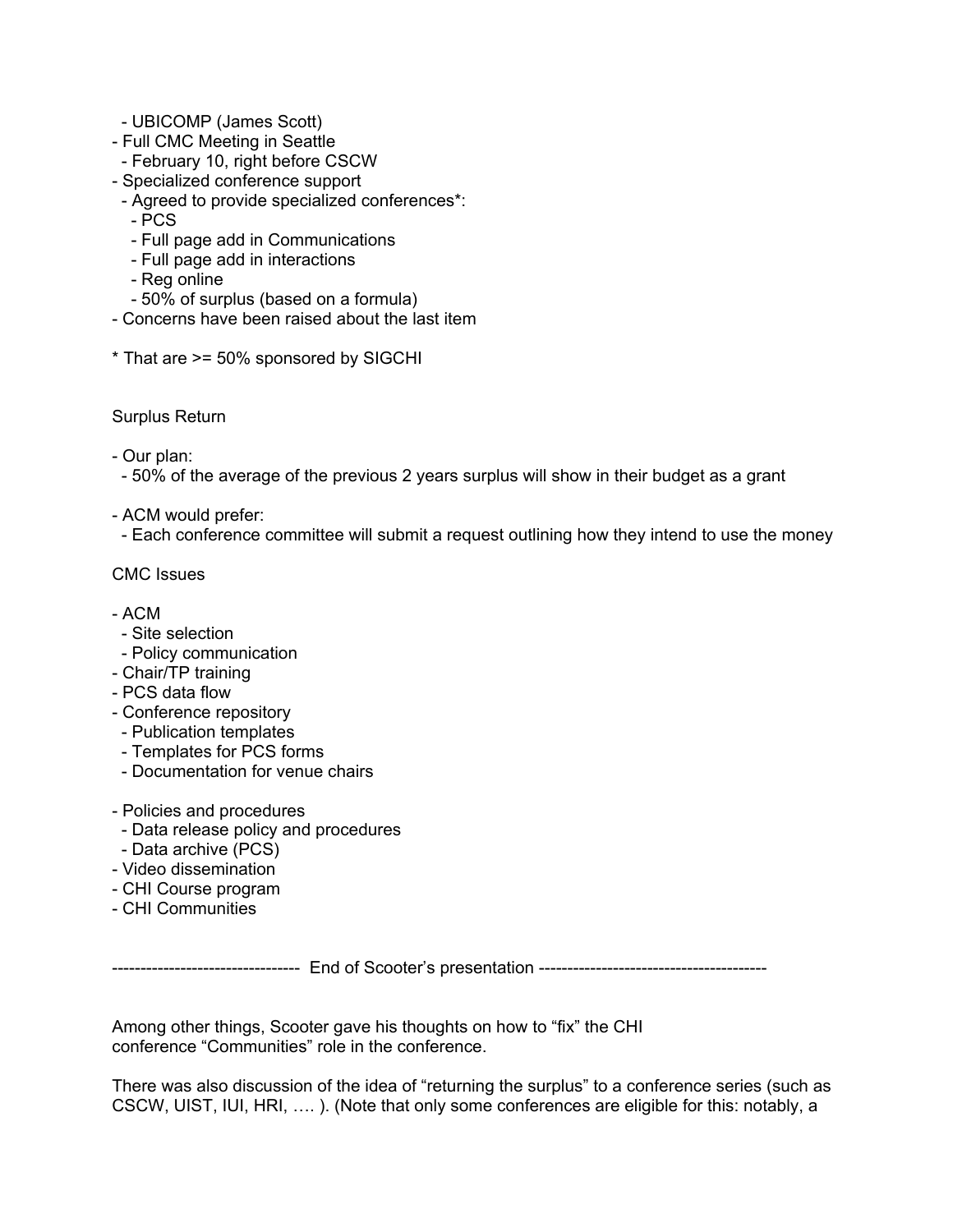- UBICOMP (James Scott)
- Full CMC Meeting in Seattle
  - February 10, right before CSCW
- Specialized conference support
  - Agreed to provide specialized conferences*:
    - PCS
    - Full page add in Communications
    - Full page add in interactions
    - Reg online
    - 50% of surplus (based on a formula)
- Concerns have been raised about the last item

* That are >= 50% sponsored by SIGCHI

Surplus Return

- Our plan:
  - 50% of the average of the previous 2 years surplus will show in their budget as a grant

- ACM would prefer:
  - Each conference committee will submit a request outlining how they intend to use the money

CMC Issues

- ACM
  - Site selection
  - Policy communication
- Chair/TP training
- PCS data flow
- Conference repository
  - Publication templates
  - Templates for PCS forms
  - Documentation for venue chairs

- Policies and procedures
  - Data release policy and procedures
  - Data archive (PCS)
- Video dissemination
- CHI Course program
- CHI Communities

--------------------------------- End of Scooter's presentation ----------------------------------------

Among other things, Scooter gave his thoughts on how to "fix" the CHI conference "Communities" role in the conference.

There was also discussion of the idea of "returning the surplus" to a conference series (such as CSCW, UIST, IUI, HRI, …. ). (Note that only some conferences are eligible for this: notably, a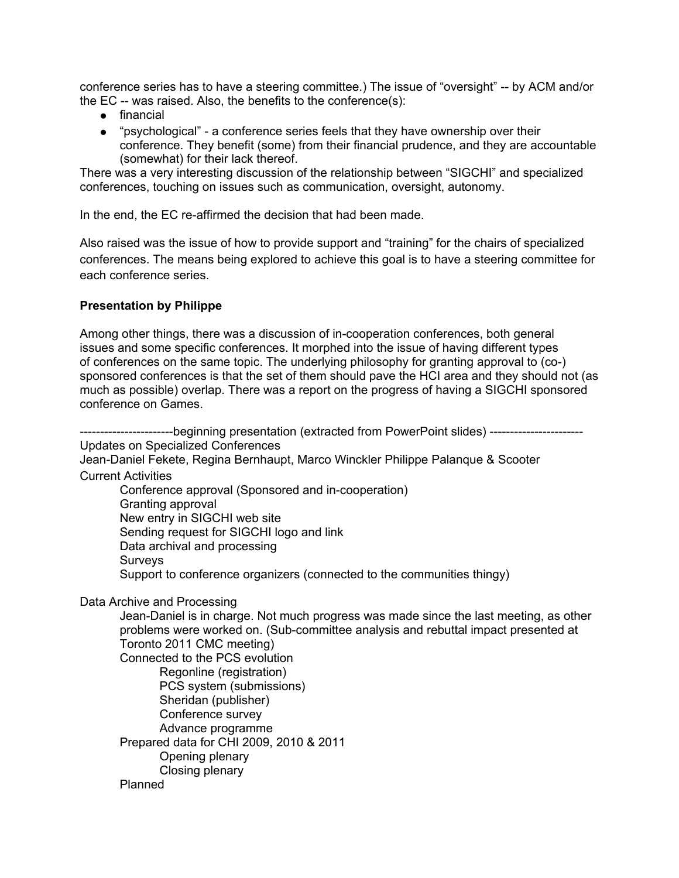conference series has to have a steering committee.) The issue of "oversight" -- by ACM and/or the EC -- was raised. Also, the benefits to the conference(s):

- financial
- "psychological" - a conference series feels that they have ownership over their conference. They benefit (some) from their financial prudence, and they are accountable (somewhat) for their lack thereof.

There was a very interesting discussion of the relationship between "SIGCHI" and specialized conferences, touching on issues such as communication, oversight, autonomy.

In the end, the EC re-affirmed the decision that had been made.

Also raised was the issue of how to provide support and "training" for the chairs of specialized conferences. The means being explored to achieve this goal is to have a steering committee for each conference series.

**Presentation by Philippe**

Among other things, there was a discussion of in-cooperation conferences, both general issues and some specific conferences. It morphed into the issue of having different types of conferences on the same topic. The underlying philosophy for granting approval to (co-) sponsored conferences is that the set of them should pave the HCI area and they should not (as much as possible) overlap. There was a report on the progress of having a SIGCHI sponsored conference on Games.

-----------------------beginning presentation (extracted from PowerPoint slides) -----------------------

Updates on Specialized Conferences

Jean-Daniel Fekete, Regina Bernhaupt, Marco Winckler Philippe Palanque & Scooter

Current Activities

- Conference approval (Sponsored and in-cooperation)
- Granting approval
- New entry in SIGCHI web site
- Sending request for SIGCHI logo and link
- Data archival and processing
- Surveys
- Support to conference organizers (connected to the communities thingy)

Data Archive and Processing

- Jean-Daniel is in charge. Not much progress was made since the last meeting, as other problems were worked on. (Sub-committee analysis and rebuttal impact presented at Toronto 2011 CMC meeting)
- Connected to the PCS evolution
  - Regonline (registration)
  - PCS system (submissions)
  - Sheridan (publisher)
  - Conference survey
  - Advance programme
- Prepared data for CHI 2009, 2010 & 2011
  - Opening plenary
  - Closing plenary
- Planned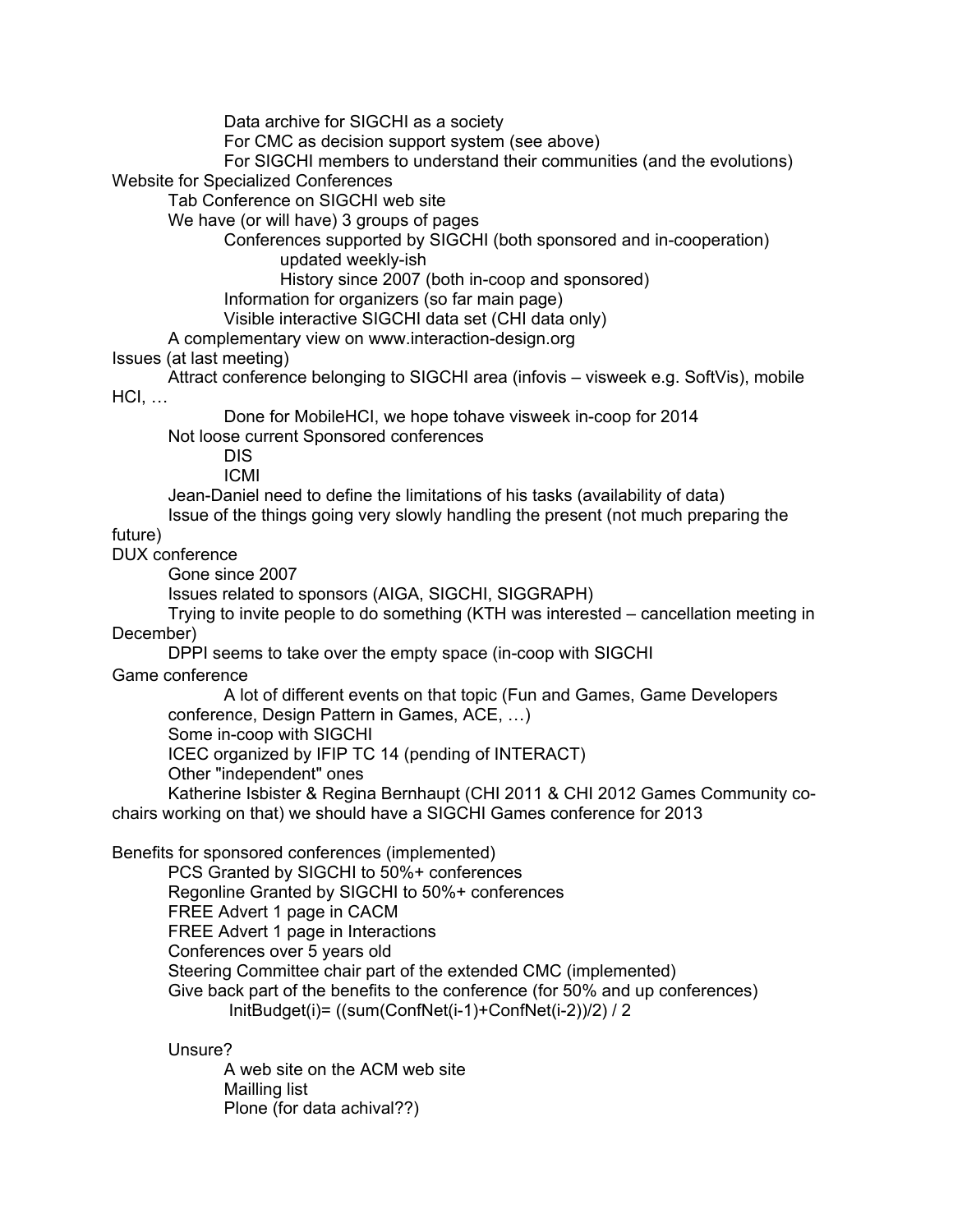- Data archive for SIGCHI as a society
    - For CMC as decision support system (see above)
    - For SIGCHI members to understand their communities (and the evolutions)

Website for Specialized Conferences

- Tab Conference on SIGCHI web site
- We have (or will have) 3 groups of pages
    - Conferences supported by SIGCHI (both sponsored and in-cooperation)
        - updated weekly-ish
        - History since 2007 (both in-coop and sponsored)
    - Information for organizers (so far main page)
    - Visible interactive SIGCHI data set (CHI data only)
- A complementary view on www.interaction-design.org

Issues (at last meeting)

- Attract conference belonging to SIGCHI area (infovis – visweek e.g. SoftVis), mobile HCI, …
    - Done for MobileHCI, we hope tohave visweek in-coop for 2014
- Not loose current Sponsored conferences
    - DIS
    - ICMI
- Jean-Daniel need to define the limitations of his tasks (availability of data)
- Issue of the things going very slowly handling the present (not much preparing the future)

DUX conference

- Gone since 2007
- Issues related to sponsors (AIGA, SIGCHI, SIGGRAPH)
- Trying to invite people to do something (KTH was interested – cancellation meeting in December)
- DPPI seems to take over the empty space (in-coop with SIGCHI

Game conference

- A lot of different events on that topic (Fun and Games, Game Developers conference, Design Pattern in Games, ACE, …)
- Some in-coop with SIGCHI
- ICEC organized by IFIP TC 14 (pending of INTERACT)
- Other "independent" ones
- Katherine Isbister & Regina Bernhaupt (CHI 2011 & CHI 2012 Games Community co-chairs working on that) we should have a SIGCHI Games conference for 2013

Benefits for sponsored conferences (implemented)

- PCS Granted by SIGCHI to 50%+ conferences
- Regonline Granted by SIGCHI to 50%+ conferences
- FREE Advert 1 page in CACM
- FREE Advert 1 page in Interactions
- Conferences over 5 years old
- Steering Committee chair part of the extended CMC (implemented)
- Give back part of the benefits to the conference (for 50% and up conferences)
    - InitBudget(i)= ((sum(ConfNet(i-1)+ConfNet(i-2))/2) / 2

- Unsure?
    - A web site on the ACM web site
    - Mailling list
    - Plone (for data achival??)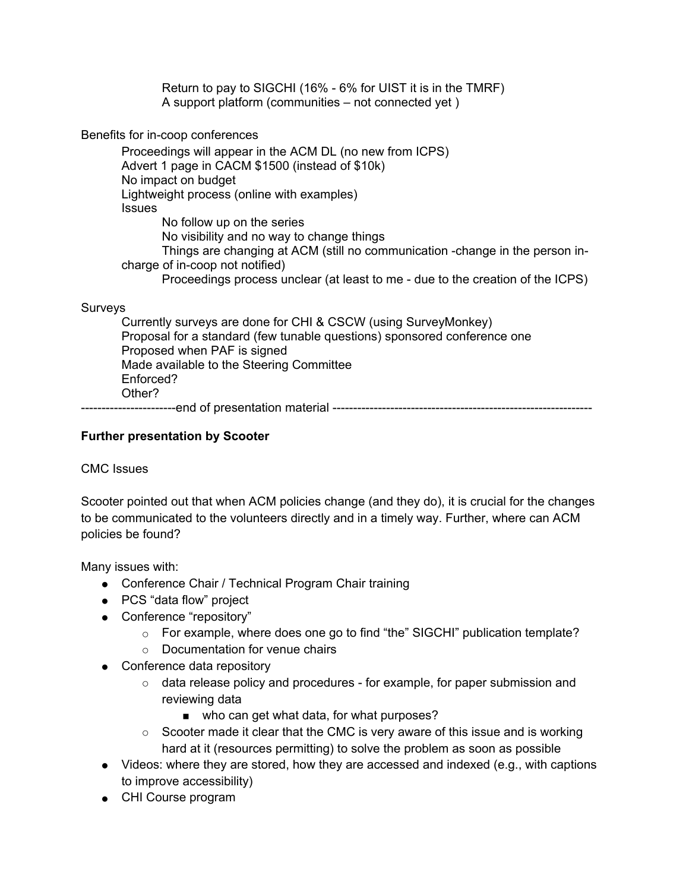Return to pay to SIGCHI (16% - 6% for UIST it is in the TMRF)
A support platform (communities – not connected yet )

Benefits for in-coop conferences

- Proceedings will appear in the ACM DL (no new from ICPS)
- Advert 1 page in CACM $1500 (instead of $10k)
- No impact on budget
- Lightweight process (online with examples)
- Issues
  - No follow up on the series
  - No visibility and no way to change things
  - Things are changing at ACM (still no communication -change in the person in-charge of in-coop not notified)
  - Proceedings process unclear (at least to me - due to the creation of the ICPS)

Surveys

- Currently surveys are done for CHI & CSCW (using SurveyMonkey)
- Proposal for a standard (few tunable questions) sponsored conference one
- Proposed when PAF is signed
- Made available to the Steering Committee
- Enforced?
- Other?

-----------------------end of presentation material ---------------------------------------------------------------

**Further presentation by Scooter**

CMC Issues

Scooter pointed out that when ACM policies change (and they do), it is crucial for the changes to be communicated to the volunteers directly and in a timely way. Further, where can ACM policies be found?

Many issues with:

- Conference Chair / Technical Program Chair training
- PCS "data flow" project
- Conference "repository"
  - For example, where does one go to find "the" SIGCHI" publication template?
  - Documentation for venue chairs
- Conference data repository
  - data release policy and procedures - for example, for paper submission and reviewing data
    - who can get what data, for what purposes?
  - Scooter made it clear that the CMC is very aware of this issue and is working hard at it (resources permitting) to solve the problem as soon as possible
- Videos: where they are stored, how they are accessed and indexed (e.g., with captions to improve accessibility)
- CHI Course program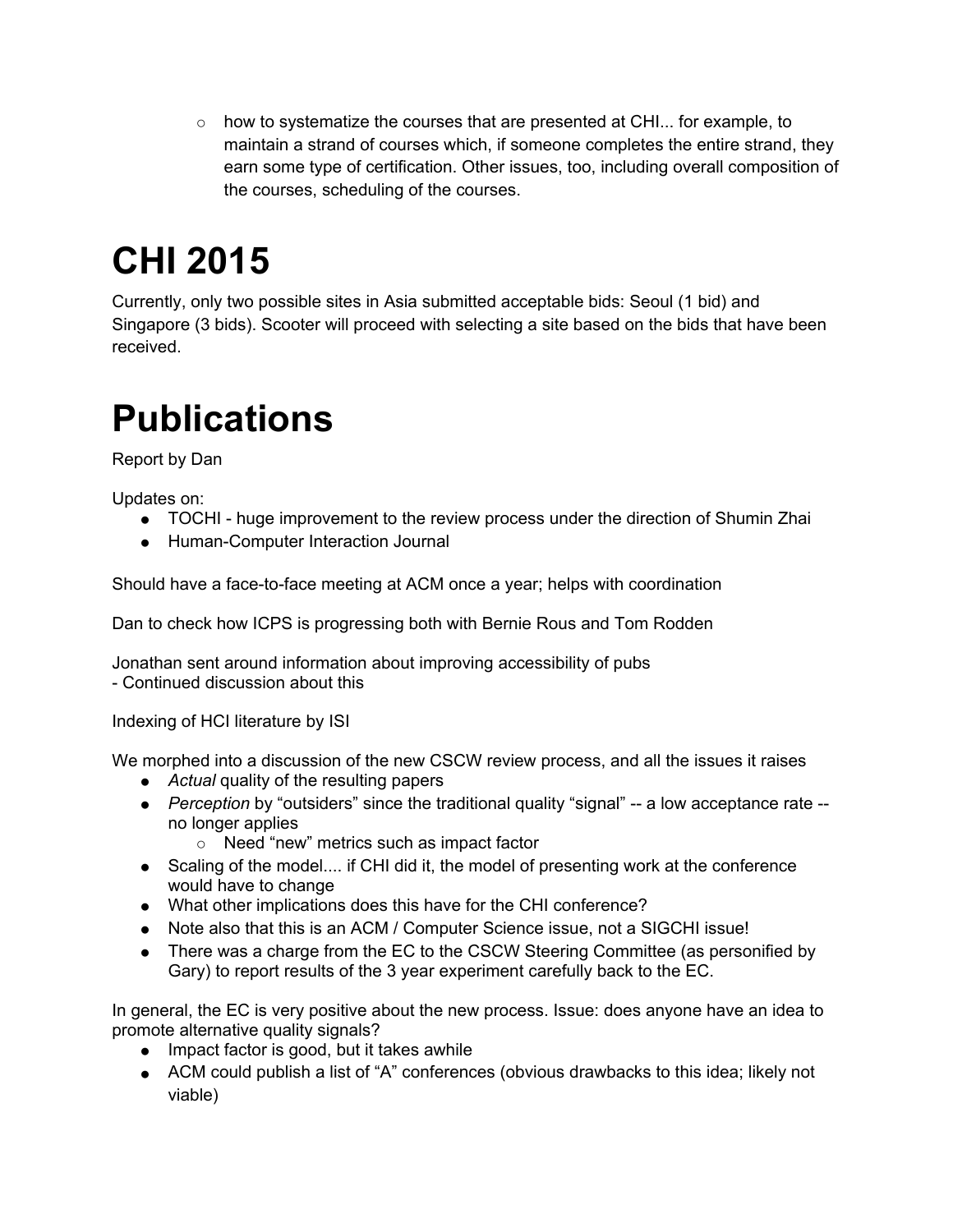- how to systematize the courses that are presented at CHI... for example, to maintain a strand of courses which, if someone completes the entire strand, they earn some type of certification. Other issues, too, including overall composition of the courses, scheduling of the courses.

# CHI 2015

Currently, only two possible sites in Asia submitted acceptable bids: Seoul (1 bid) and Singapore (3 bids). Scooter will proceed with selecting a site based on the bids that have been received.

# Publications

Report by Dan

Updates on:

- TOCHI - huge improvement to the review process under the direction of Shumin Zhai
- Human-Computer Interaction Journal

Should have a face-to-face meeting at ACM once a year; helps with coordination

Dan to check how ICPS is progressing both with Bernie Rous and Tom Rodden

Jonathan sent around information about improving accessibility of pubs
- Continued discussion about this

Indexing of HCI literature by ISI

We morphed into a discussion of the new CSCW review process, and all the issues it raises

- *Actual* quality of the resulting papers
- *Perception* by "outsiders" since the traditional quality "signal" -- a low acceptance rate -- no longer applies
    - Need "new" metrics such as impact factor
- Scaling of the model.... if CHI did it, the model of presenting work at the conference would have to change
- What other implications does this have for the CHI conference?
- Note also that this is an ACM / Computer Science issue, not a SIGCHI issue!
- There was a charge from the EC to the CSCW Steering Committee (as personified by Gary) to report results of the 3 year experiment carefully back to the EC.

In general, the EC is very positive about the new process. Issue: does anyone have an idea to promote alternative quality signals?

- Impact factor is good, but it takes awhile
- ACM could publish a list of "A" conferences (obvious drawbacks to this idea; likely not viable)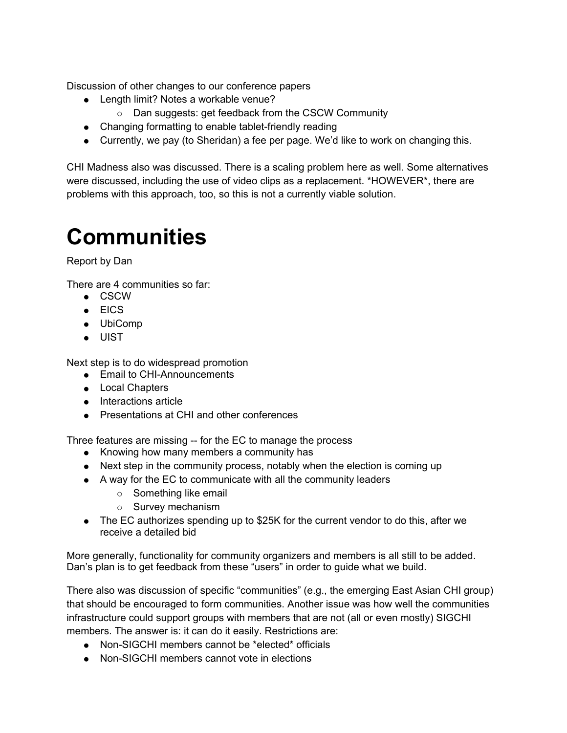Discussion of other changes to our conference papers

- Length limit? Notes a workable venue?
    - Dan suggests: get feedback from the CSCW Community
- Changing formatting to enable tablet-friendly reading
- Currently, we pay (to Sheridan) a fee per page. We'd like to work on changing this.

CHI Madness also was discussed. There is a scaling problem here as well. Some alternatives were discussed, including the use of video clips as a replacement. *HOWEVER*, there are problems with this approach, too, so this is not a currently viable solution.

# Communities

Report by Dan

There are 4 communities so far:

- CSCW
- EICS
- UbiComp
- UIST

Next step is to do widespread promotion

- Email to CHI-Announcements
- Local Chapters
- Interactions article
- Presentations at CHI and other conferences

Three features are missing -- for the EC to manage the process

- Knowing how many members a community has
- Next step in the community process, notably when the election is coming up
- A way for the EC to communicate with all the community leaders
    - Something like email
    - Survey mechanism
- The EC authorizes spending up to $25K for the current vendor to do this, after we receive a detailed bid

More generally, functionality for community organizers and members is all still to be added. Dan's plan is to get feedback from these "users" in order to guide what we build.

There also was discussion of specific "communities" (e.g., the emerging East Asian CHI group) that should be encouraged to form communities. Another issue was how well the communities infrastructure could support groups with members that are not (all or even mostly) SIGCHI members. The answer is: it can do it easily. Restrictions are:

- Non-SIGCHI members cannot be *elected* officials
- Non-SIGCHI members cannot vote in elections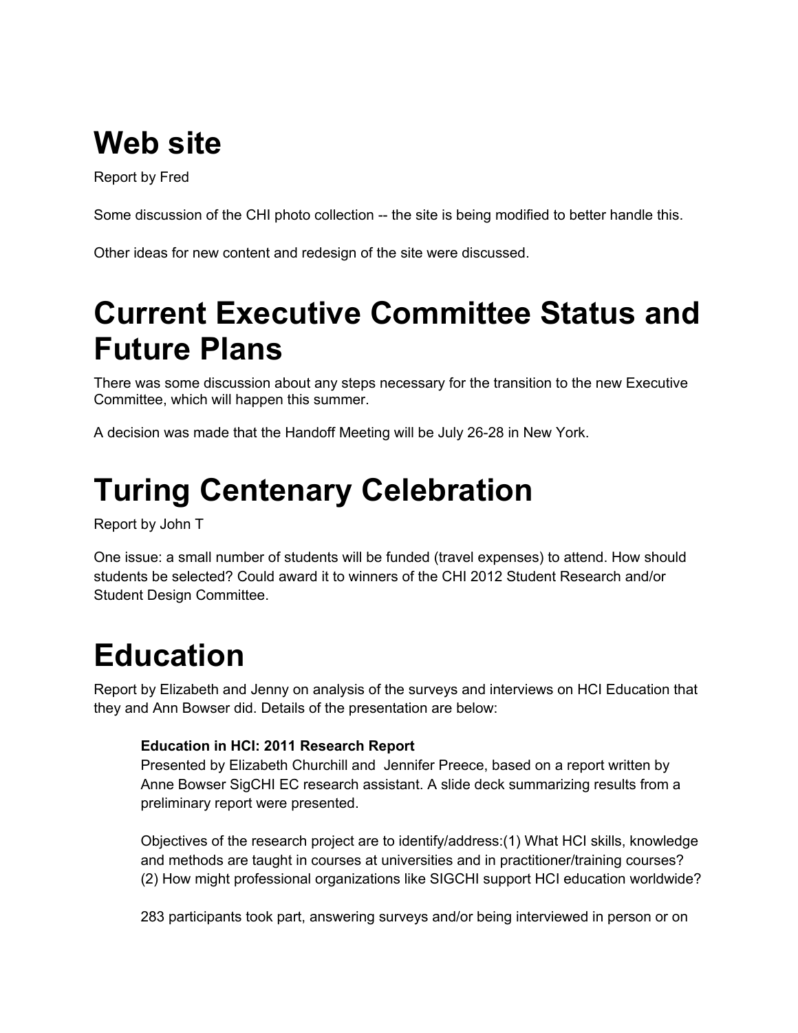# Web site

Report by Fred

Some discussion of the CHI photo collection -- the site is being modified to better handle this.

Other ideas for new content and redesign of the site were discussed.

# Current Executive Committee Status and Future Plans

There was some discussion about any steps necessary for the transition to the new Executive Committee, which will happen this summer.

A decision was made that the Handoff Meeting will be July 26-28 in New York.

# Turing Centenary Celebration

Report by John T

One issue: a small number of students will be funded (travel expenses) to attend. How should students be selected? Could award it to winners of the CHI 2012 Student Research and/or Student Design Committee.

# Education

Report by Elizabeth and Jenny on analysis of the surveys and interviews on HCI Education that they and Ann Bowser did. Details of the presentation are below:

> **Education in HCI: 2011 Research Report**
> Presented by Elizabeth Churchill and Jennifer Preece, based on a report written by Anne Bowser SigCHI EC research assistant. A slide deck summarizing results from a preliminary report were presented.
>
> Objectives of the research project are to identify/address:(1) What HCI skills, knowledge and methods are taught in courses at universities and in practitioner/training courses? (2) How might professional organizations like SIGCHI support HCI education worldwide?
>
> 283 participants took part, answering surveys and/or being interviewed in person or on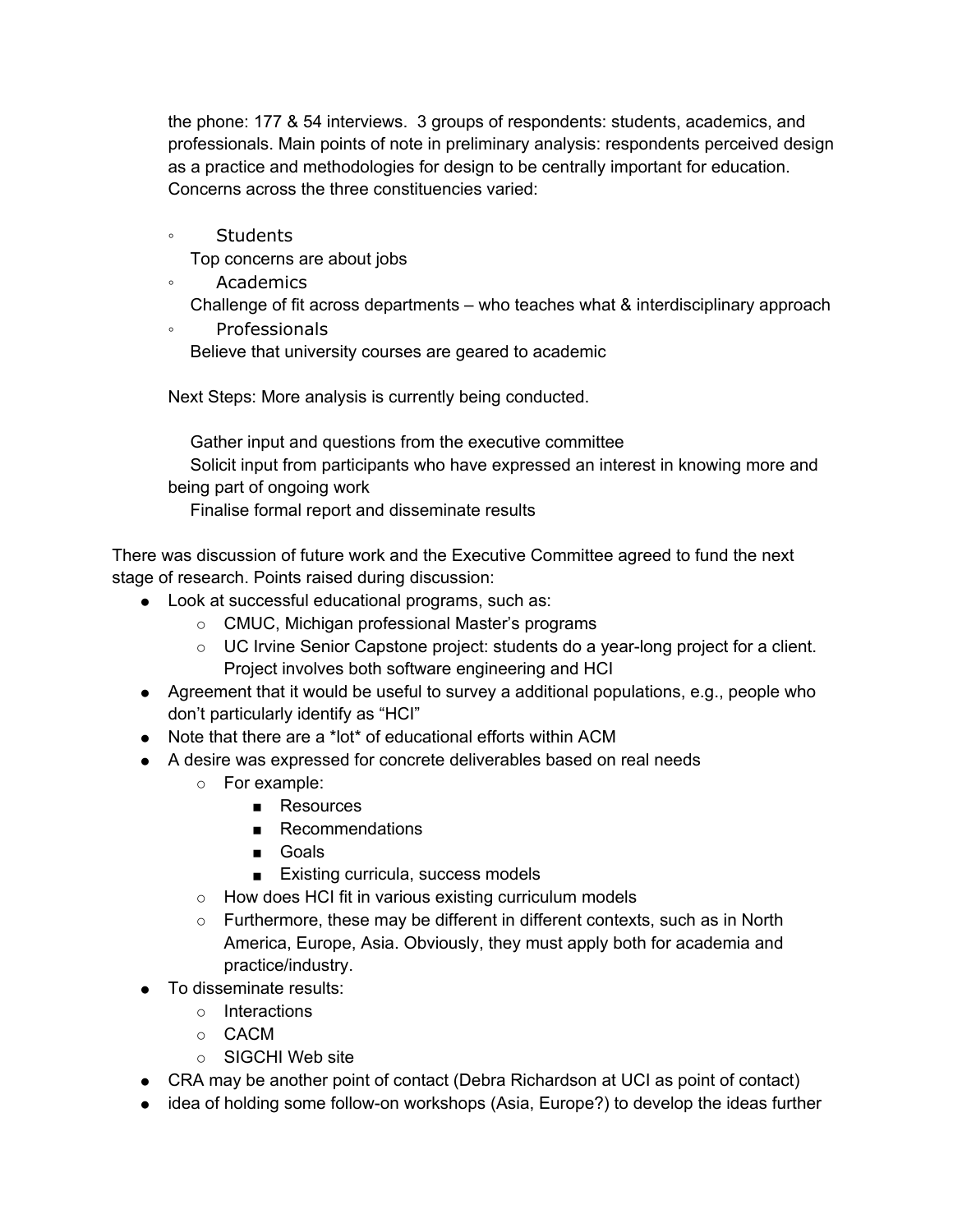the phone: 177 & 54 interviews.  3 groups of respondents: students, academics, and professionals. Main points of note in preliminary analysis: respondents perceived design as a practice and methodologies for design to be centrally important for education. Concerns across the three constituencies varied:

- Students
  Top concerns are about jobs
- Academics
  Challenge of fit across departments – who teaches what & interdisciplinary approach
- Professionals
  Believe that university courses are geared to academic

Next Steps: More analysis is currently being conducted.

Gather input and questions from the executive committee
Solicit input from participants who have expressed an interest in knowing more and being part of ongoing work
Finalise formal report and disseminate results

There was discussion of future work and the Executive Committee agreed to fund the next stage of research. Points raised during discussion:

- Look at successful educational programs, such as:
  - CMUC, Michigan professional Master's programs
  - UC Irvine Senior Capstone project: students do a year-long project for a client. Project involves both software engineering and HCI
- Agreement that it would be useful to survey a additional populations, e.g., people who don't particularly identify as "HCI"
- Note that there are a *lot* of educational efforts within ACM
- A desire was expressed for concrete deliverables based on real needs
  - For example:
    - Resources
    - Recommendations
    - Goals
    - Existing curricula, success models
  - How does HCI fit in various existing curriculum models
  - Furthermore, these may be different in different contexts, such as in North America, Europe, Asia. Obviously, they must apply both for academia and practice/industry.
- To disseminate results:
  - Interactions
  - CACM
  - SIGCHI Web site
- CRA may be another point of contact (Debra Richardson at UCI as point of contact)
- idea of holding some follow-on workshops (Asia, Europe?) to develop the ideas further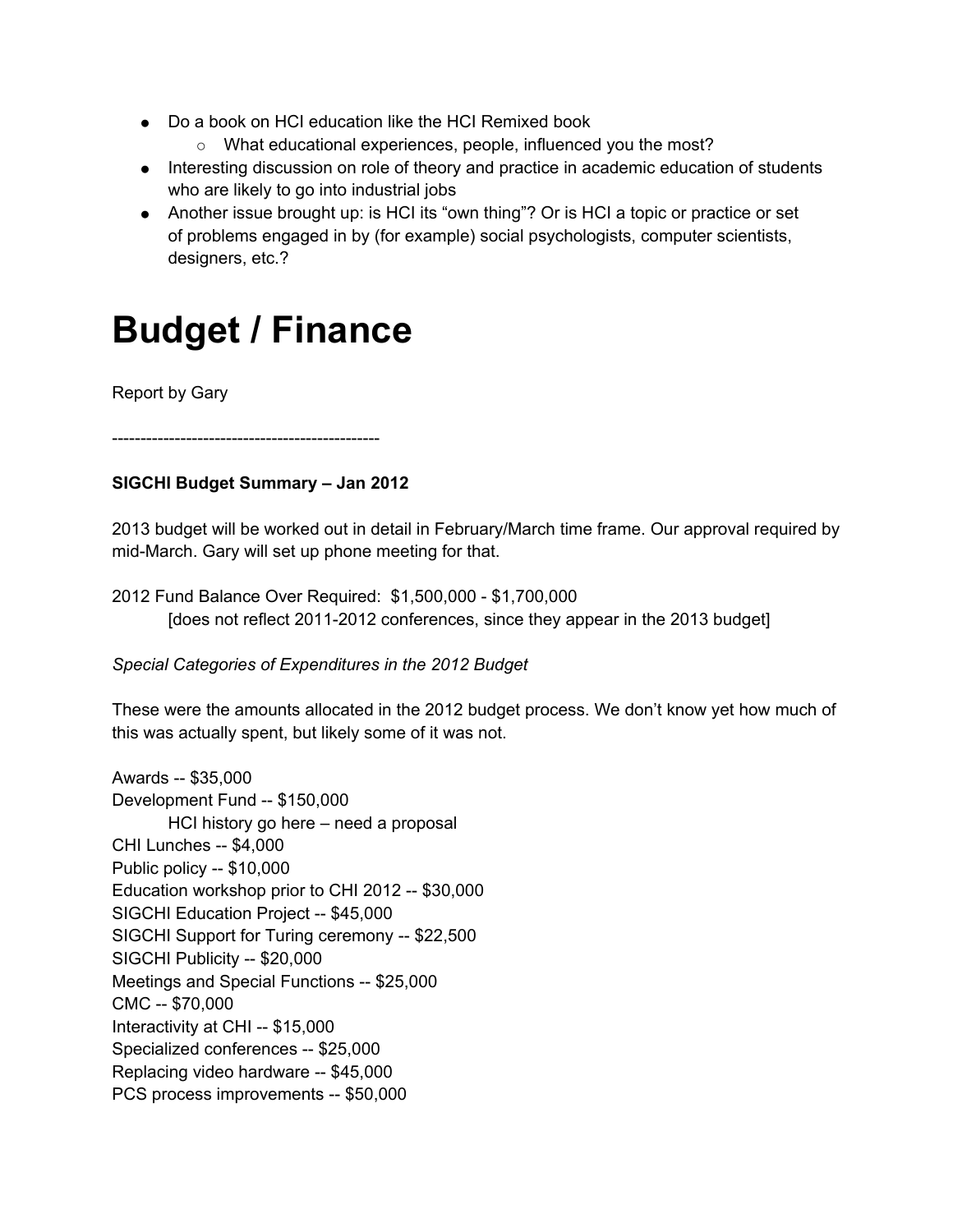- Do a book on HCI education like the HCI Remixed book
    - What educational experiences, people, influenced you the most?
- Interesting discussion on role of theory and practice in academic education of students who are likely to go into industrial jobs
- Another issue brought up: is HCI its “own thing”? Or is HCI a topic or practice or set of problems engaged in by (for example) social psychologists, computer scientists, designers, etc.?

# Budget / Finance

Report by Gary

-----------------------------------------------

**SIGCHI Budget Summary – Jan 2012**

2013 budget will be worked out in detail in February/March time frame. Our approval required by mid-March. Gary will set up phone meeting for that.

2012 Fund Balance Over Required:  $1,500,000 - $1,700,000
    [does not reflect 2011-2012 conferences, since they appear in the 2013 budget]

*Special Categories of Expenditures in the 2012 Budget*

These were the amounts allocated in the 2012 budget process. We don’t know yet how much of this was actually spent, but likely some of it was not.

Awards -- $35,000
Development Fund -- $150,000
    HCI history go here – need a proposal
CHI Lunches -- $4,000
Public policy -- $10,000
Education workshop prior to CHI 2012 -- $30,000
SIGCHI Education Project -- $45,000
SIGCHI Support for Turing ceremony -- $22,500
SIGCHI Publicity -- $20,000
Meetings and Special Functions -- $25,000
CMC -- $70,000
Interactivity at CHI -- $15,000
Specialized conferences -- $25,000
Replacing video hardware -- $45,000
PCS process improvements -- $50,000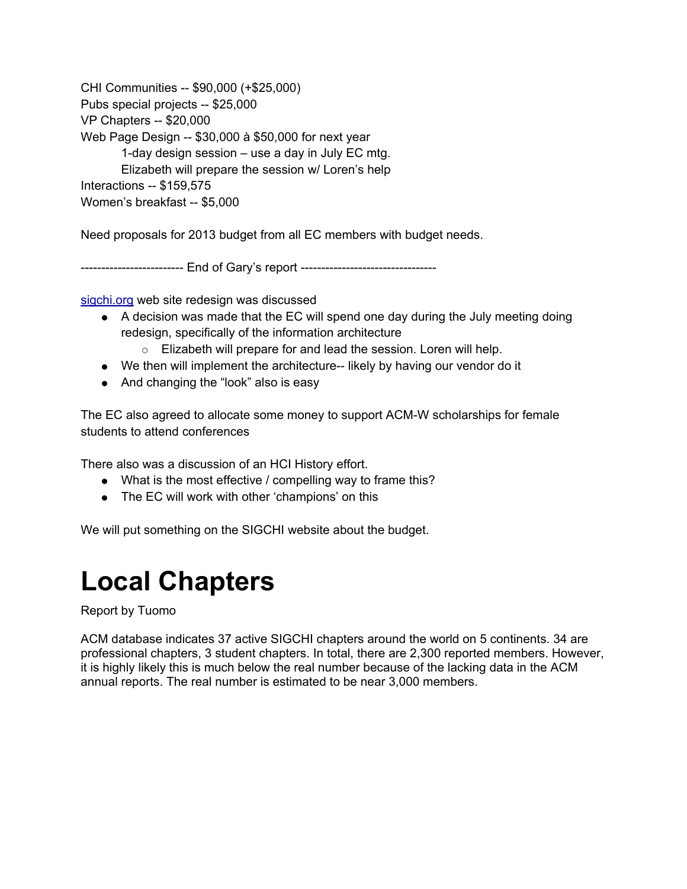CHI Communities -- $90,000 (+$25,000)
Pubs special projects -- $25,000
VP Chapters -- $20,000
Web Page Design -- $30,000 à $50,000 for next year
    1-day design session – use a day in July EC mtg.
    Elizabeth will prepare the session w/ Loren's help
Interactions -- $159,575
Women's breakfast -- $5,000

Need proposals for 2013 budget from all EC members with budget needs.

------------------------ End of Gary's report --------------------------------

[sigchi.org](http://sigchi.org) web site redesign was discussed

- A decision was made that the EC will spend one day during the July meeting doing redesign, specifically of the information architecture
    - Elizabeth will prepare for and lead the session. Loren will help.
- We then will implement the architecture-- likely by having our vendor do it
- And changing the "look" also is easy

The EC also agreed to allocate some money to support ACM-W scholarships for female students to attend conferences

There also was a discussion of an HCI History effort.

- What is the most effective / compelling way to frame this?
- The EC will work with other 'champions' on this

We will put something on the SIGCHI website about the budget.

# Local Chapters

Report by Tuomo

ACM database indicates 37 active SIGCHI chapters around the world on 5 continents. 34 are professional chapters, 3 student chapters. In total, there are 2,300 reported members. However, it is highly likely this is much below the real number because of the lacking data in the ACM annual reports. The real number is estimated to be near 3,000 members.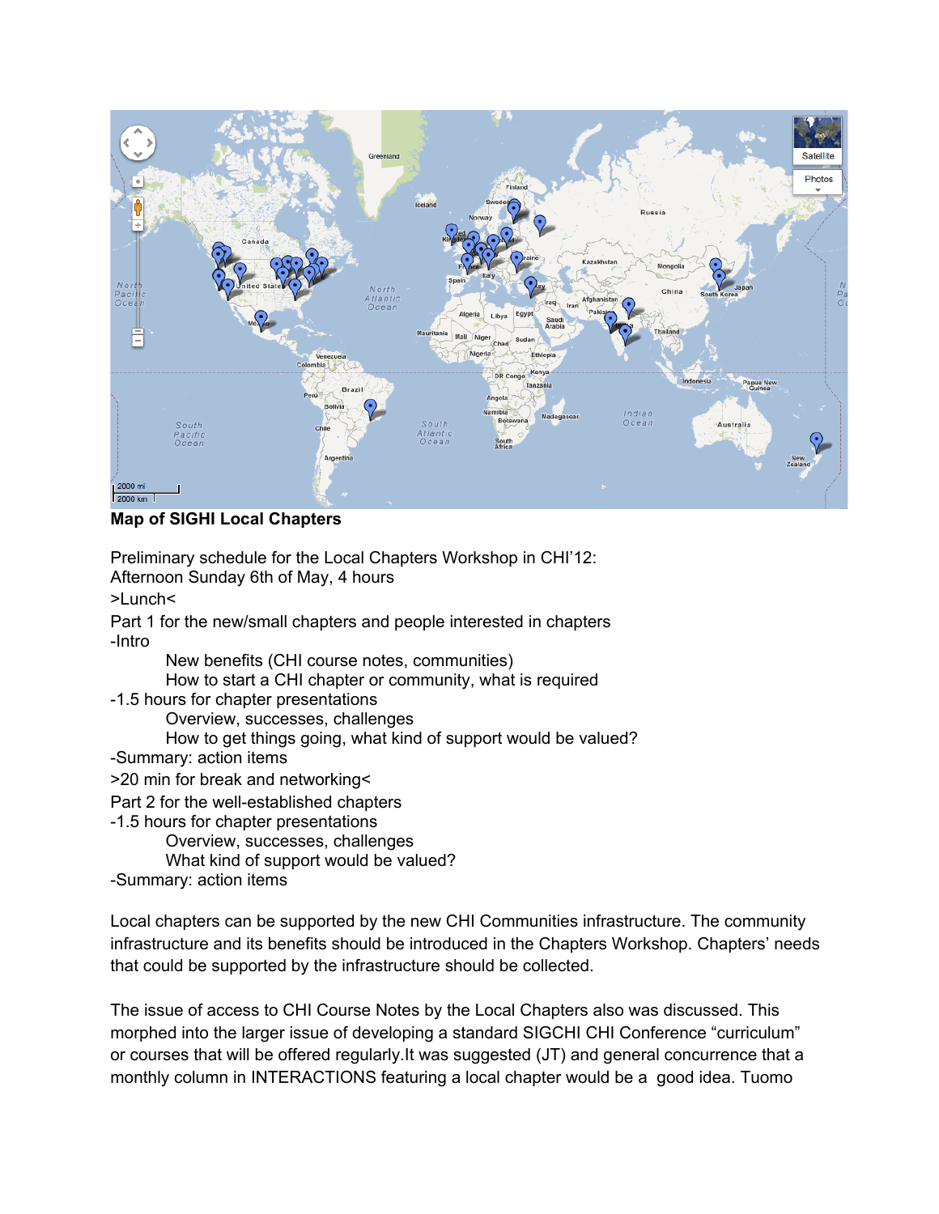**Map of SIGHI Local Chapters**

Preliminary schedule for the Local Chapters Workshop in CHI'12:
Afternoon Sunday 6th of May, 4 hours

>Lunch<

Part 1 for the new/small chapters and people interested in chapters

-Intro

New benefits (CHI course notes, communities)

How to start a CHI chapter or community, what is required

-1.5 hours for chapter presentations

Overview, successes, challenges

How to get things going, what kind of support would be valued?

-Summary: action items

>20 min for break and networking<

Part 2 for the well-established chapters

-1.5 hours for chapter presentations

Overview, successes, challenges

What kind of support would be valued?

-Summary: action items

Local chapters can be supported by the new CHI Communities infrastructure. The community infrastructure and its benefits should be introduced in the Chapters Workshop. Chapters' needs that could be supported by the infrastructure should be collected.

The issue of access to CHI Course Notes by the Local Chapters also was discussed. This morphed into the larger issue of developing a standard SIGCHI CHI Conference "curriculum" or courses that will be offered regularly.It was suggested (JT) and general concurrence that a monthly column in INTERACTIONS featuring a local chapter would be a good idea. Tuomo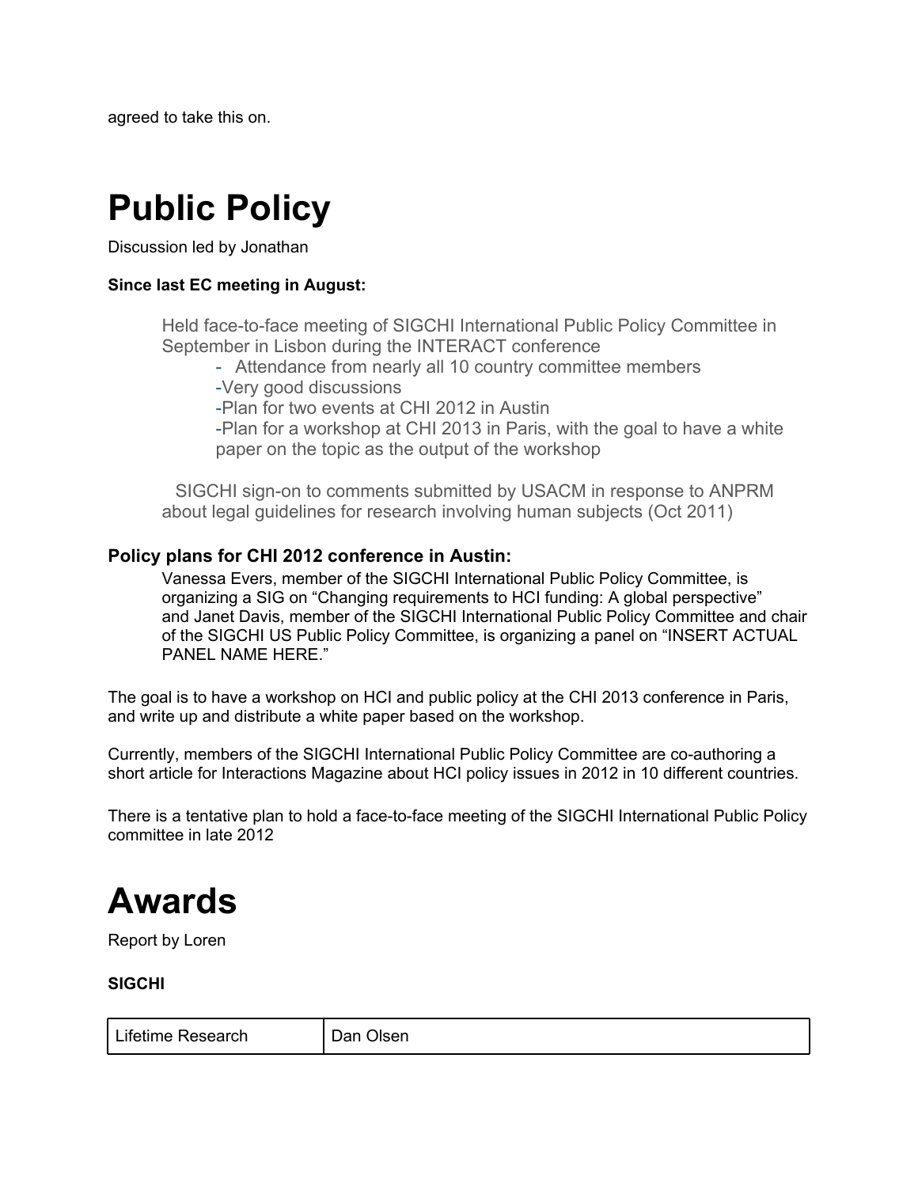agreed to take this on.

# Public Policy

Discussion led by Jonathan

**Since last EC meeting in August:**

> Held face-to-face meeting of SIGCHI International Public Policy Committee in September in Lisbon during the INTERACT conference
>
> - Attendance from nearly all 10 country committee members
> - Very good discussions
> - Plan for two events at CHI 2012 in Austin
> - Plan for a workshop at CHI 2013 in Paris, with the goal to have a white paper on the topic as the output of the workshop
>
> SIGCHI sign-on to comments submitted by USACM in response to ANPRM about legal guidelines for research involving human subjects (Oct 2011)

### Policy plans for CHI 2012 conference in Austin:

> Vanessa Evers, member of the SIGCHI International Public Policy Committee, is organizing a SIG on "Changing requirements to HCI funding: A global perspective" and Janet Davis, member of the SIGCHI International Public Policy Committee and chair of the SIGCHI US Public Policy Committee, is organizing a panel on "INSERT ACTUAL PANEL NAME HERE."

The goal is to have a workshop on HCI and public policy at the CHI 2013 conference in Paris, and write up and distribute a white paper based on the workshop.

Currently, members of the SIGCHI International Public Policy Committee are co-authoring a short article for Interactions Magazine about HCI policy issues in 2012 in 10 different countries.

There is a tentative plan to hold a face-to-face meeting of the SIGCHI International Public Policy committee in late 2012

# Awards

Report by Loren

**SIGCHI**

| Lifetime Research | Dan Olsen |
|---|---|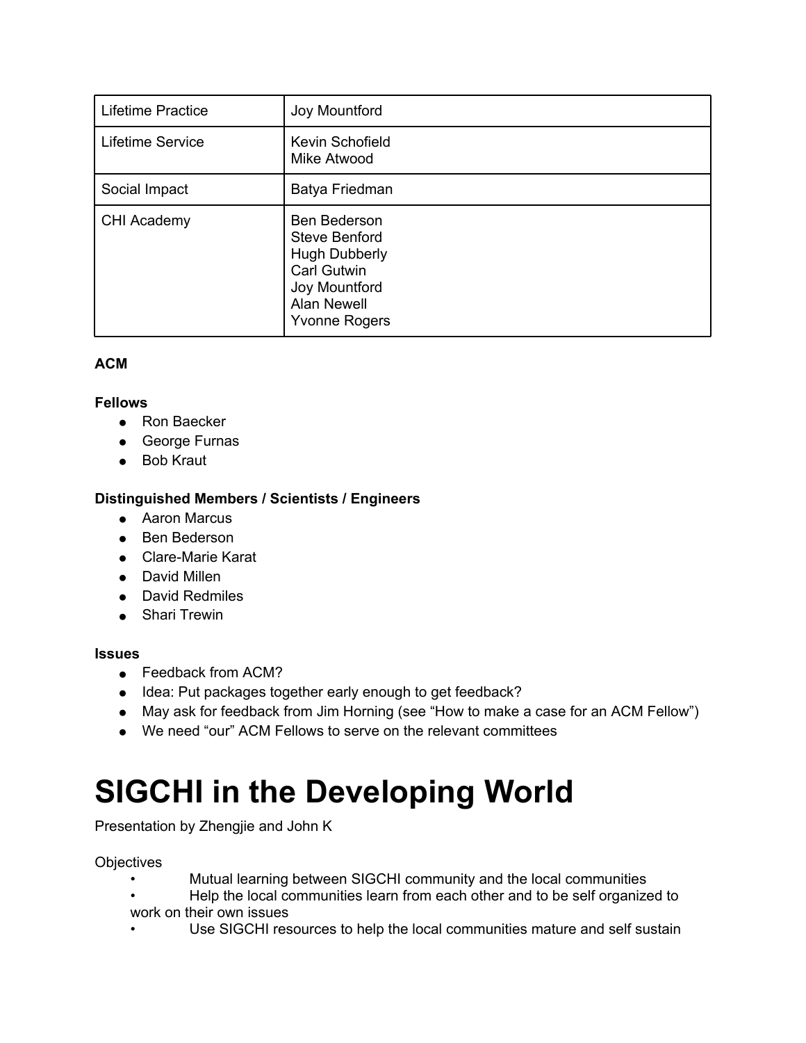| Lifetime Practice | Joy Mountford |
| --- | --- |
| Lifetime Service | Kevin Schofield<br>Mike Atwood |
| Social Impact | Batya Friedman |
| CHI Academy | Ben Bederson<br>Steve Benford<br>Hugh Dubberly<br>Carl Gutwin<br>Joy Mountford<br>Alan Newell<br>Yvonne Rogers |

**ACM**

**Fellows**

- Ron Baecker
- George Furnas
- Bob Kraut

**Distinguished Members / Scientists / Engineers**

- Aaron Marcus
- Ben Bederson
- Clare-Marie Karat
- David Millen
- David Redmiles
- Shari Trewin

**Issues**

- Feedback from ACM?
- Idea: Put packages together early enough to get feedback?
- May ask for feedback from Jim Horning (see "How to make a case for an ACM Fellow")
- We need "our" ACM Fellows to serve on the relevant committees

# SIGCHI in the Developing World

Presentation by Zhengjie and John K

Objectives

- Mutual learning between SIGCHI community and the local communities
- Help the local communities learn from each other and to be self organized to work on their own issues
- Use SIGCHI resources to help the local communities mature and self sustain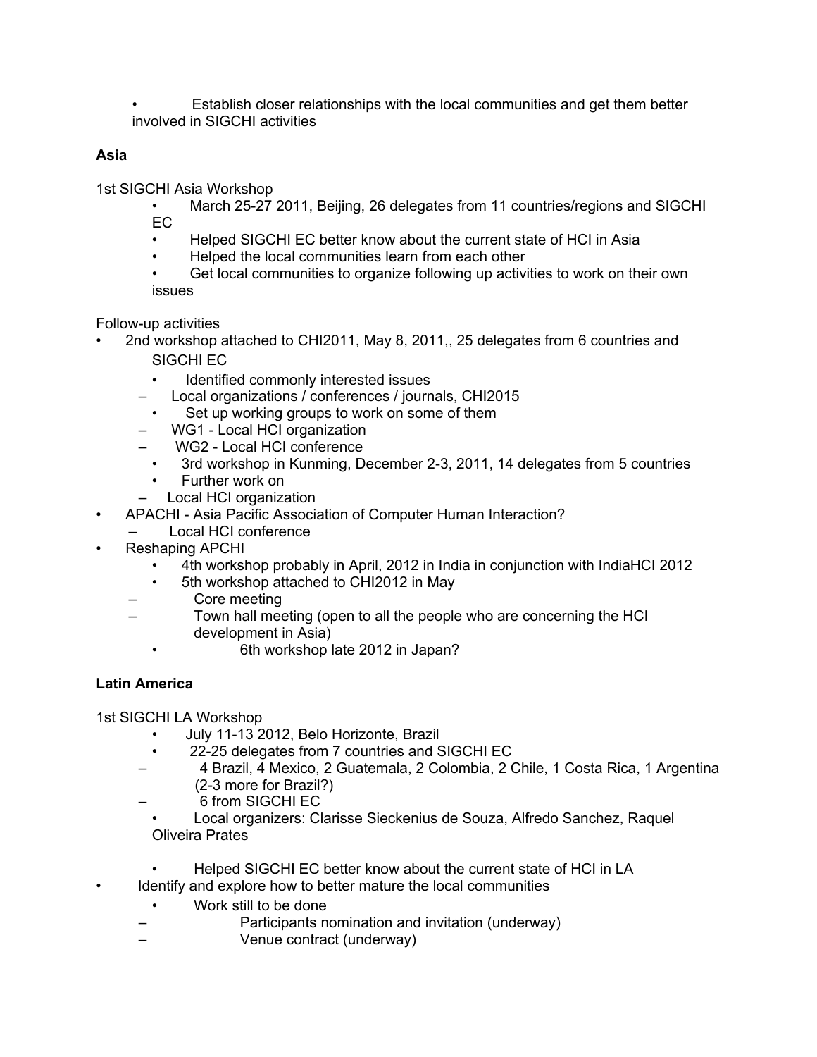- Establish closer relationships with the local communities and get them better involved in SIGCHI activities

**Asia**

1st SIGCHI Asia Workshop

- March 25-27 2011, Beijing, 26 delegates from 11 countries/regions and SIGCHI EC
- Helped SIGCHI EC better know about the current state of HCI in Asia
- Helped the local communities learn from each other
- Get local communities to organize following up activities to work on their own issues

Follow-up activities

- 2nd workshop attached to CHI2011, May 8, 2011,, 25 delegates from 6 countries and SIGCHI EC
    - Identified commonly interested issues
    - Local organizations / conferences / journals, CHI2015
    - Set up working groups to work on some of them
    - WG1 - Local HCI organization
    - WG2 - Local HCI conference
    - 3rd workshop in Kunming, December 2-3, 2011, 14 delegates from 5 countries
    - Further work on
    - Local HCI organization
- APACHI - Asia Pacific Association of Computer Human Interaction?
    - Local HCI conference
- Reshaping APCHI
    - 4th workshop probably in April, 2012 in India in conjunction with IndiaHCI 2012
    - 5th workshop attached to CHI2012 in May
    - Core meeting
    - Town hall meeting (open to all the people who are concerning the HCI development in Asia)
        - 6th workshop late 2012 in Japan?

**Latin America**

1st SIGCHI LA Workshop

- July 11-13 2012, Belo Horizonte, Brazil
- 22-25 delegates from 7 countries and SIGCHI EC
    - 4 Brazil, 4 Mexico, 2 Guatemala, 2 Colombia, 2 Chile, 1 Costa Rica, 1 Argentina (2-3 more for Brazil?)
    - 6 from SIGCHI EC
    - Local organizers: Clarisse Sieckenius de Souza, Alfredo Sanchez, Raquel Oliveira Prates
    - Helped SIGCHI EC better know about the current state of HCI in LA
- Identify and explore how to better mature the local communities
    - Work still to be done
    - Participants nomination and invitation (underway)
    - Venue contract (underway)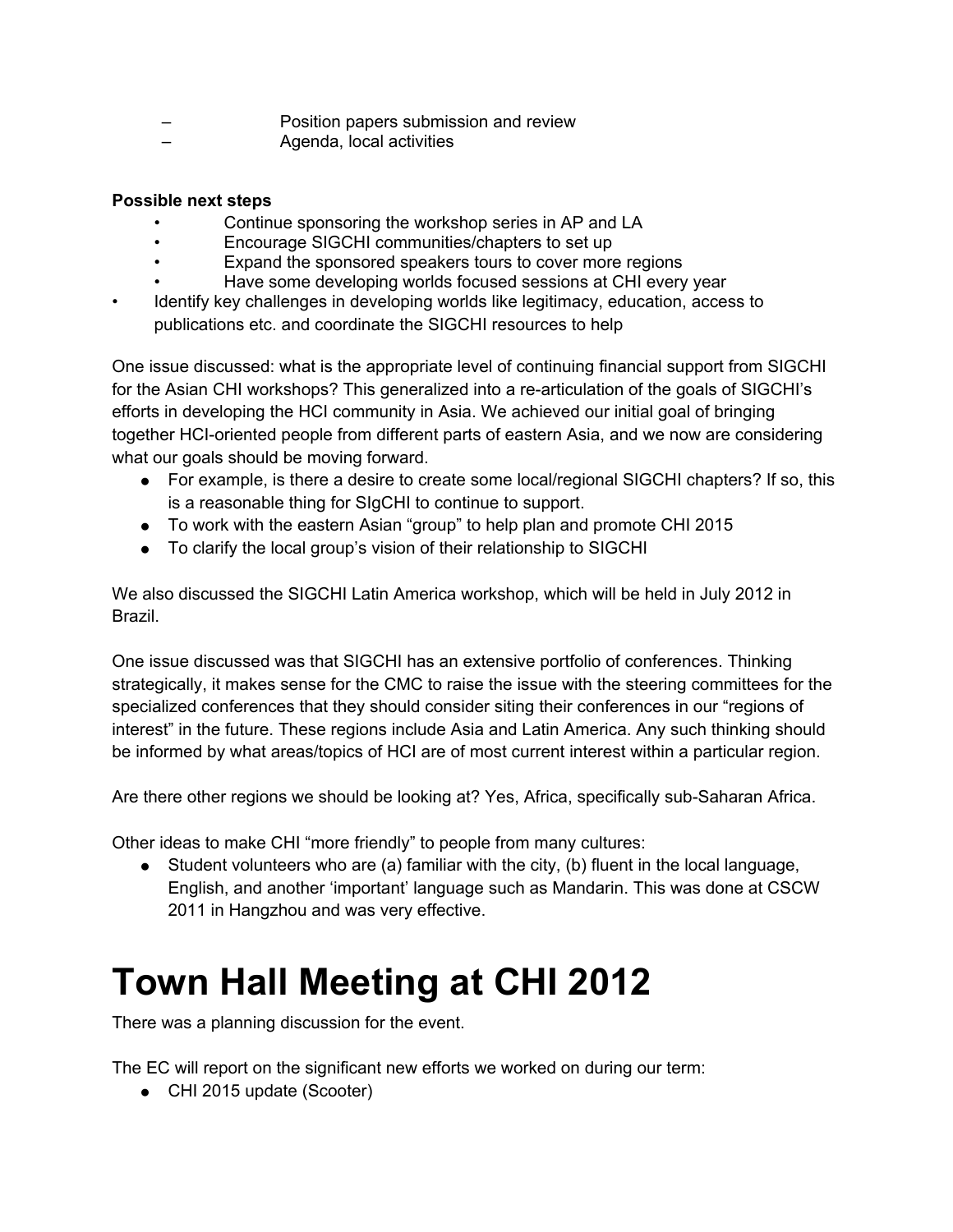- Position papers submission and review
- Agenda, local activities

**Possible next steps**

- Continue sponsoring the workshop series in AP and LA
- Encourage SIGCHI communities/chapters to set up
- Expand the sponsored speakers tours to cover more regions
- Have some developing worlds focused sessions at CHI every year
- Identify key challenges in developing worlds like legitimacy, education, access to publications etc. and coordinate the SIGCHI resources to help

One issue discussed: what is the appropriate level of continuing financial support from SIGCHI for the Asian CHI workshops? This generalized into a re-articulation of the goals of SIGCHI's efforts in developing the HCI community in Asia. We achieved our initial goal of bringing together HCI-oriented people from different parts of eastern Asia, and we now are considering what our goals should be moving forward.

- For example, is there a desire to create some local/regional SIGCHI chapters? If so, this is a reasonable thing for SIgCHI to continue to support.
- To work with the eastern Asian "group" to help plan and promote CHI 2015
- To clarify the local group's vision of their relationship to SIGCHI

We also discussed the SIGCHI Latin America workshop, which will be held in July 2012 in Brazil.

One issue discussed was that SIGCHI has an extensive portfolio of conferences. Thinking strategically, it makes sense for the CMC to raise the issue with the steering committees for the specialized conferences that they should consider siting their conferences in our "regions of interest" in the future. These regions include Asia and Latin America. Any such thinking should be informed by what areas/topics of HCI are of most current interest within a particular region.

Are there other regions we should be looking at? Yes, Africa, specifically sub-Saharan Africa.

Other ideas to make CHI "more friendly" to people from many cultures:

- Student volunteers who are (a) familiar with the city, (b) fluent in the local language, English, and another 'important' language such as Mandarin. This was done at CSCW 2011 in Hangzhou and was very effective.

# Town Hall Meeting at CHI 2012

There was a planning discussion for the event.

The EC will report on the significant new efforts we worked on during our term:

- CHI 2015 update (Scooter)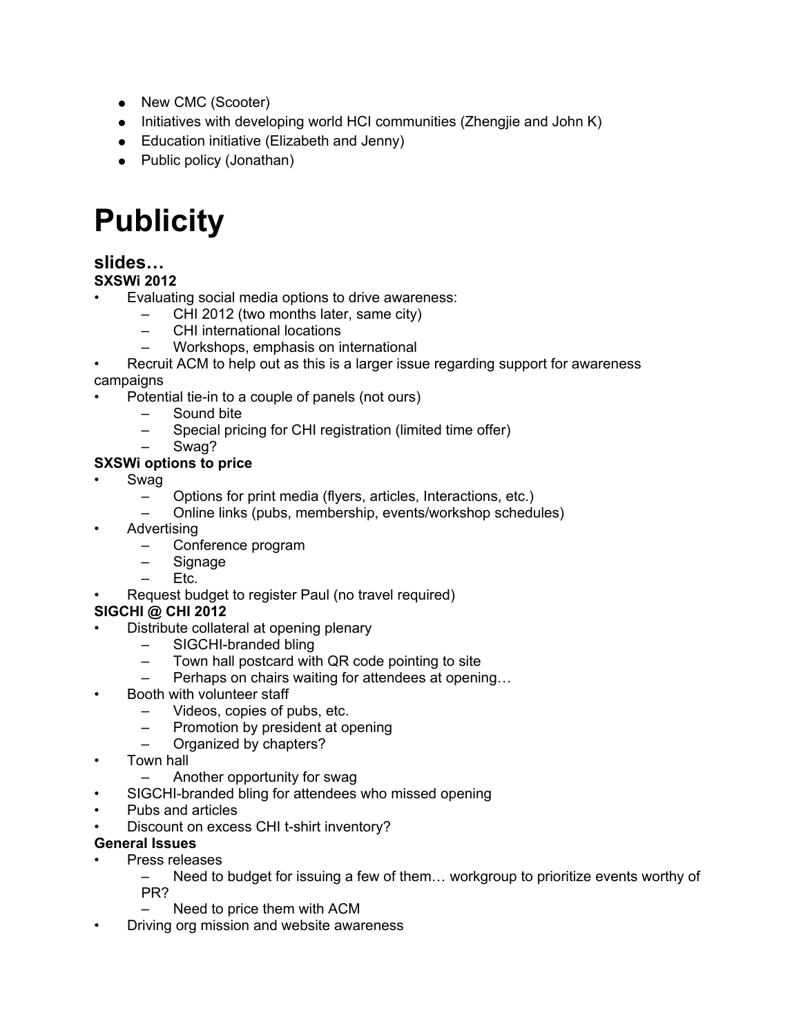- New CMC (Scooter)
- Initiatives with developing world HCI communities (Zhengjie and John K)
- Education initiative (Elizabeth and Jenny)
- Public policy (Jonathan)

# Publicity

## slides…

**SXSWi 2012**

- Evaluating social media options to drive awareness:
  - CHI 2012 (two months later, same city)
  - CHI international locations
  - Workshops, emphasis on international
- Recruit ACM to help out as this is a larger issue regarding support for awareness campaigns
- Potential tie-in to a couple of panels (not ours)
  - Sound bite
  - Special pricing for CHI registration (limited time offer)
  - Swag?

**SXSWi options to price**

- Swag
  - Options for print media (flyers, articles, Interactions, etc.)
  - Online links (pubs, membership, events/workshop schedules)
- Advertising
  - Conference program
  - Signage
  - Etc.
- Request budget to register Paul (no travel required)

**SIGCHI @ CHI 2012**

- Distribute collateral at opening plenary
  - SIGCHI-branded bling
  - Town hall postcard with QR code pointing to site
  - Perhaps on chairs waiting for attendees at opening…
- Booth with volunteer staff
  - Videos, copies of pubs, etc.
  - Promotion by president at opening
  - Organized by chapters?
- Town hall
  - Another opportunity for swag
- SIGCHI-branded bling for attendees who missed opening
- Pubs and articles
- Discount on excess CHI t-shirt inventory?

**General Issues**

- Press releases
  - Need to budget for issuing a few of them… workgroup to prioritize events worthy of PR?
  - Need to price them with ACM
- Driving org mission and website awareness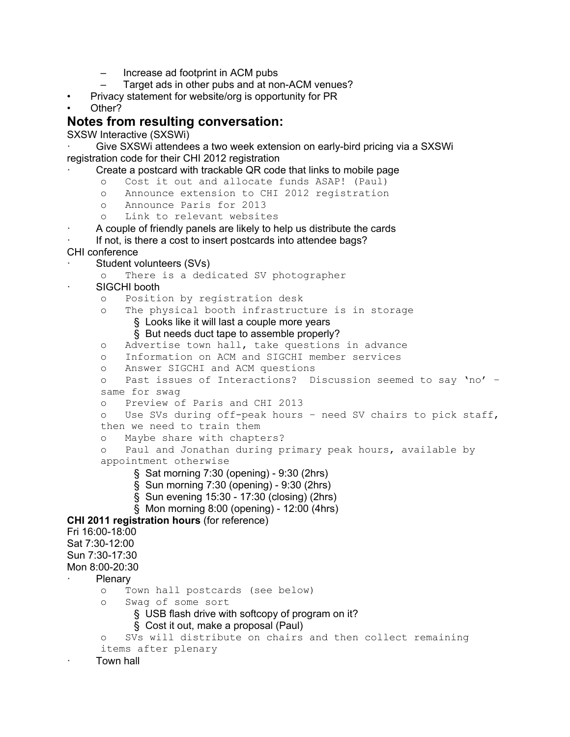- Increase ad footprint in ACM pubs
  - Target ads in other pubs and at non-ACM venues?
- Privacy statement for website/org is opportunity for PR
- Other?

## Notes from resulting conversation:

SXSW Interactive (SXSWi)

- Give SXSWi attendees a two week extension on early-bird pricing via a SXSWi registration code for their CHI 2012 registration
- Create a postcard with trackable QR code that links to mobile page
  - Cost it out and allocate funds ASAP! (Paul)
  - Announce extension to CHI 2012 registration
  - Announce Paris for 2013
  - Link to relevant websites
- A couple of friendly panels are likely to help us distribute the cards
- If not, is there a cost to insert postcards into attendee bags?

CHI conference

- Student volunteers (SVs)
  - There is a dedicated SV photographer
- SIGCHI booth
  - Position by registration desk
  - The physical booth infrastructure is in storage
    - Looks like it will last a couple more years
    - But needs duct tape to assemble properly?
  - Advertise town hall, take questions in advance
  - Information on ACM and SIGCHI member services
  - Answer SIGCHI and ACM questions
  - Past issues of Interactions? Discussion seemed to say 'no' – same for swag
  - Preview of Paris and CHI 2013
  - Use SVs during off-peak hours – need SV chairs to pick staff, then we need to train them
  - Maybe share with chapters?
  - Paul and Jonathan during primary peak hours, available by appointment otherwise
    - Sat morning 7:30 (opening) - 9:30 (2hrs)
    - Sun morning 7:30 (opening) - 9:30 (2hrs)
    - Sun evening 15:30 - 17:30 (closing) (2hrs)
    - Mon morning 8:00 (opening) - 12:00 (4hrs)

**CHI 2011 registration hours** (for reference)

Fri 16:00-18:00
Sat 7:30-12:00
Sun 7:30-17:30
Mon 8:00-20:30

- Plenary
  - Town hall postcards (see below)
  - Swag of some sort
    - USB flash drive with softcopy of program on it?
    - Cost it out, make a proposal (Paul)
  - SVs will distribute on chairs and then collect remaining items after plenary
- Town hall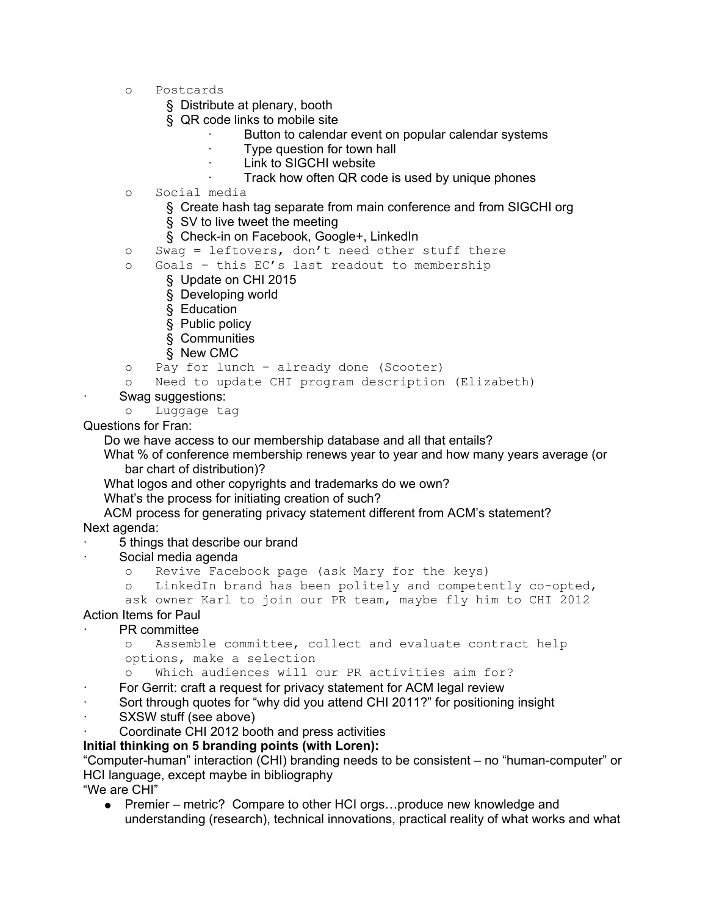- Postcards
    - Distribute at plenary, booth
    - QR code links to mobile site
      - Button to calendar event on popular calendar systems
      - Type question for town hall
      - Link to SIGCHI website
      - Track how often QR code is used by unique phones
  - Social media
    - Create hash tag separate from main conference and from SIGCHI org
    - SV to live tweet the meeting
    - Check-in on Facebook, Google+, LinkedIn
  - Swag = leftovers, don't need other stuff there
  - Goals – this EC's last readout to membership
    - Update on CHI 2015
    - Developing world
    - Education
    - Public policy
    - Communities
    - New CMC
  - Pay for lunch – already done (Scooter)
  - Need to update CHI program description (Elizabeth)
- Swag suggestions:
  - Luggage tag

Questions for Fran:

- Do we have access to our membership database and all that entails?
- What % of conference membership renews year to year and how many years average (or bar chart of distribution)?
- What logos and other copyrights and trademarks do we own?
- What's the process for initiating creation of such?
- ACM process for generating privacy statement different from ACM's statement?

Next agenda:

- 5 things that describe our brand
- Social media agenda
  - Revive Facebook page (ask Mary for the keys)
  - LinkedIn brand has been politely and competently co-opted, ask owner Karl to join our PR team, maybe fly him to CHI 2012

Action Items for Paul

- PR committee
  - Assemble committee, collect and evaluate contract help options, make a selection
  - Which audiences will our PR activities aim for?
- For Gerrit: craft a request for privacy statement for ACM legal review
- Sort through quotes for "why did you attend CHI 2011?" for positioning insight
- SXSW stuff (see above)
- Coordinate CHI 2012 booth and press activities

**Initial thinking on 5 branding points (with Loren):**

"Computer-human" interaction (CHI) branding needs to be consistent – no "human-computer" or HCI language, except maybe in bibliography

"We are CHI"

- Premier – metric? Compare to other HCI orgs…produce new knowledge and understanding (research), technical innovations, practical reality of what works and what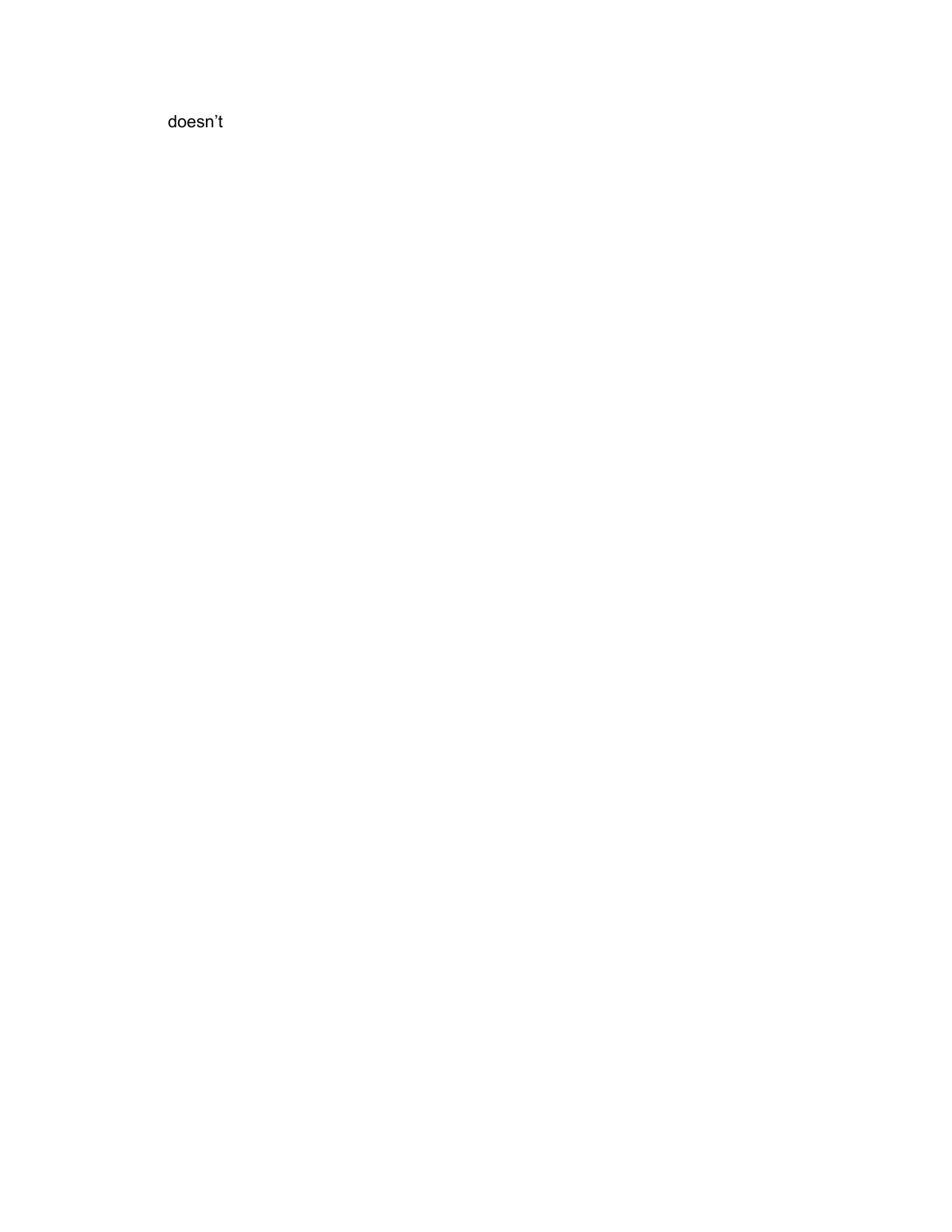doesn’t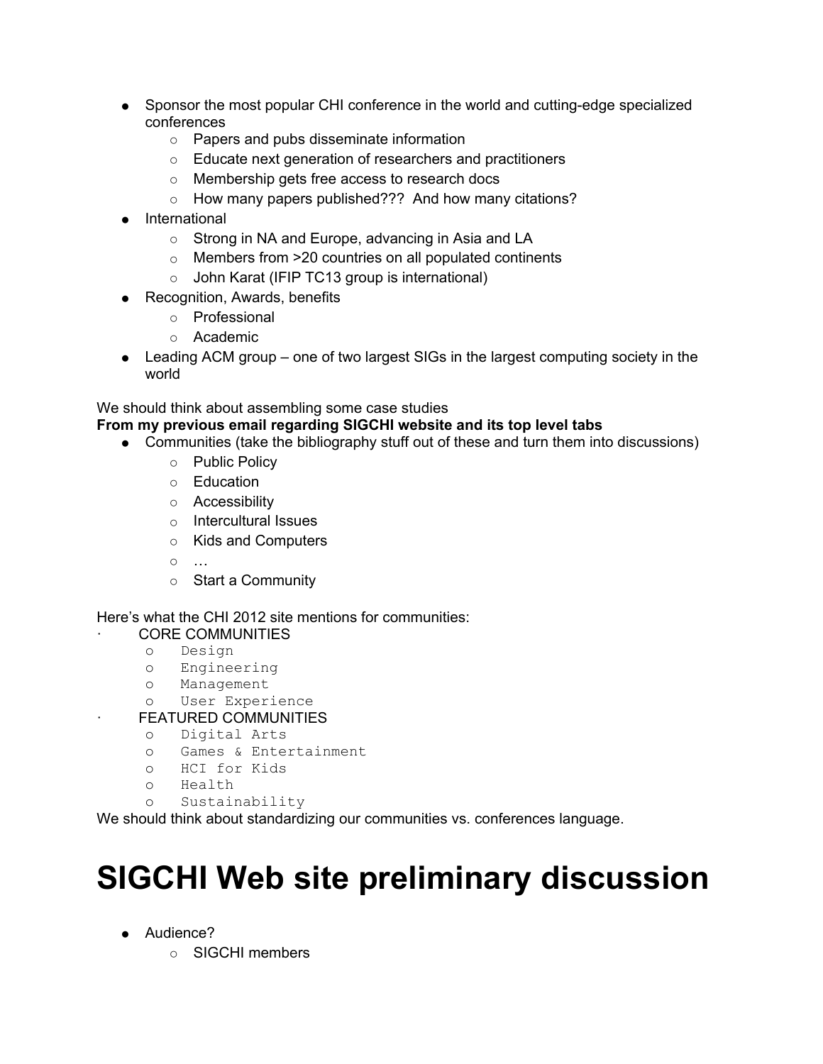- Sponsor the most popular CHI conference in the world and cutting-edge specialized conferences
    - Papers and pubs disseminate information
    - Educate next generation of researchers and practitioners
    - Membership gets free access to research docs
    - How many papers published??? And how many citations?
- International
    - Strong in NA and Europe, advancing in Asia and LA
    - Members from >20 countries on all populated continents
    - John Karat (IFIP TC13 group is international)
- Recognition, Awards, benefits
    - Professional
    - Academic
- Leading ACM group – one of two largest SIGs in the largest computing society in the world

We should think about assembling some case studies

**From my previous email regarding SIGCHI website and its top level tabs**

- Communities (take the bibliography stuff out of these and turn them into discussions)
    - Public Policy
    - Education
    - Accessibility
    - Intercultural Issues
    - Kids and Computers
    - …
    - Start a Community

Here's what the CHI 2012 site mentions for communities:

- CORE COMMUNITIES
    - Design
    - Engineering
    - Management
    - User Experience
- FEATURED COMMUNITIES
    - Digital Arts
    - Games & Entertainment
    - HCI for Kids
    - Health
    - Sustainability

We should think about standardizing our communities vs. conferences language.

# SIGCHI Web site preliminary discussion

- Audience?
    - SIGCHI members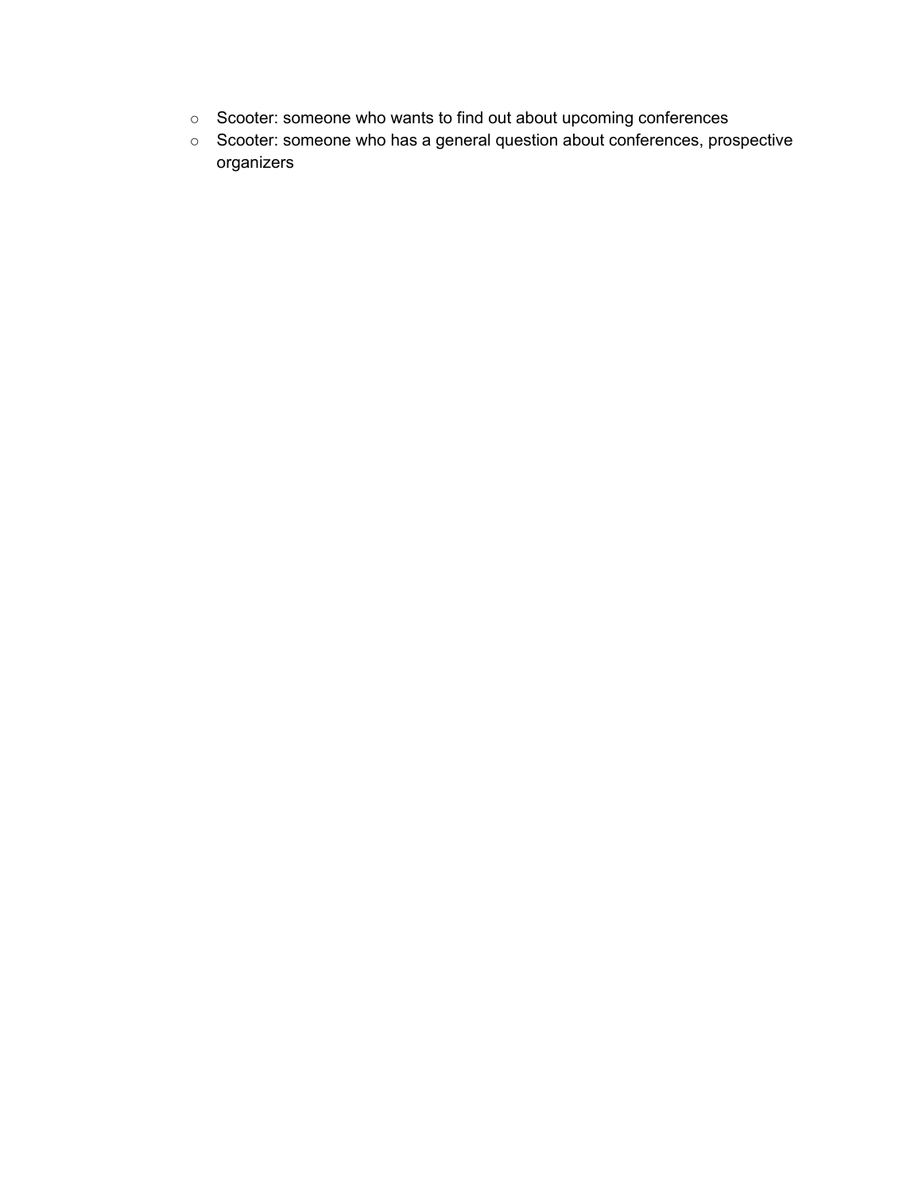- Scooter: someone who wants to find out about upcoming conferences
- Scooter: someone who has a general question about conferences, prospective organizers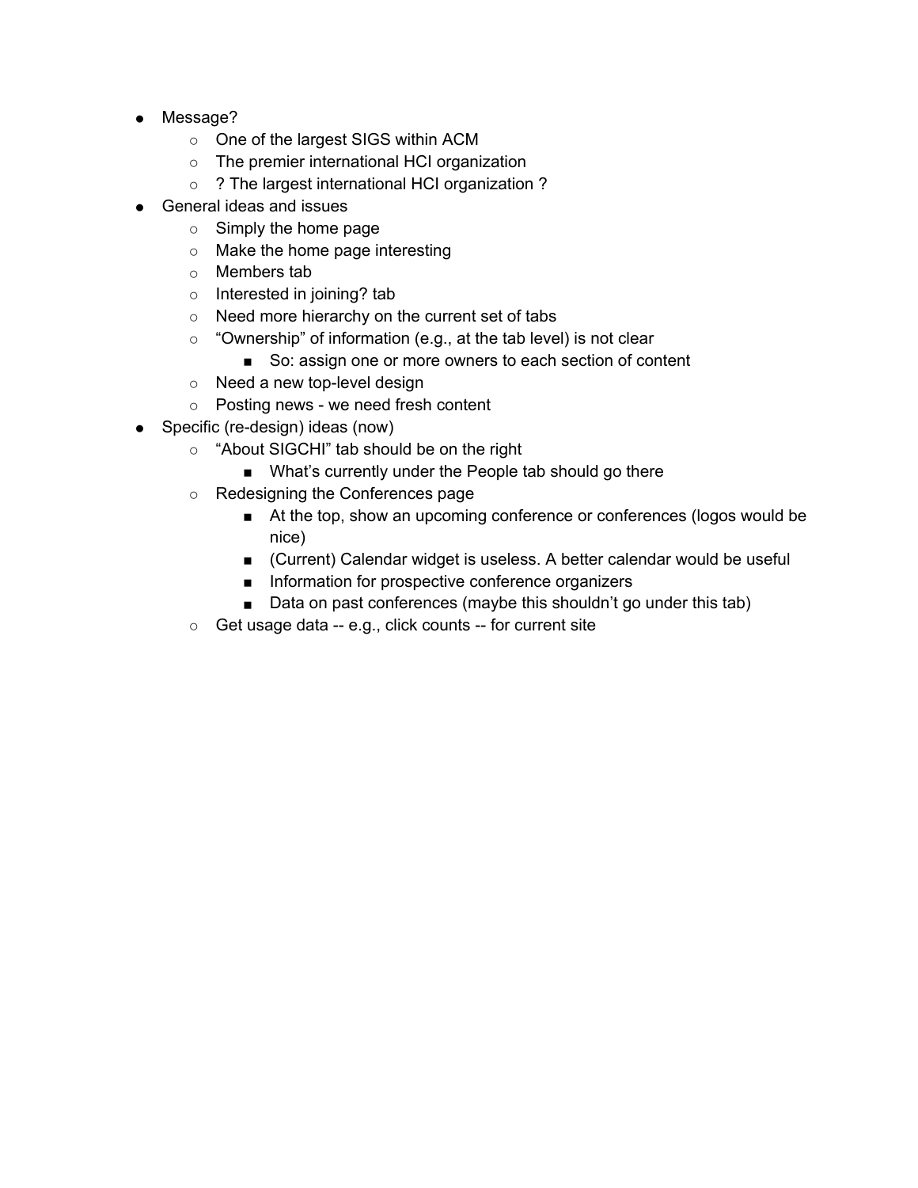- Message?
  - One of the largest SIGS within ACM
  - The premier international HCI organization
  - ? The largest international HCI organization ?
- General ideas and issues
  - Simply the home page
  - Make the home page interesting
  - Members tab
  - Interested in joining? tab
  - Need more hierarchy on the current set of tabs
  - "Ownership" of information (e.g., at the tab level) is not clear
    - So: assign one or more owners to each section of content
  - Need a new top-level design
  - Posting news - we need fresh content
- Specific (re-design) ideas (now)
  - "About SIGCHI" tab should be on the right
    - What's currently under the People tab should go there
  - Redesigning the Conferences page
    - At the top, show an upcoming conference or conferences (logos would be nice)
    - (Current) Calendar widget is useless. A better calendar would be useful
    - Information for prospective conference organizers
    - Data on past conferences (maybe this shouldn't go under this tab)
  - Get usage data -- e.g., click counts -- for current site